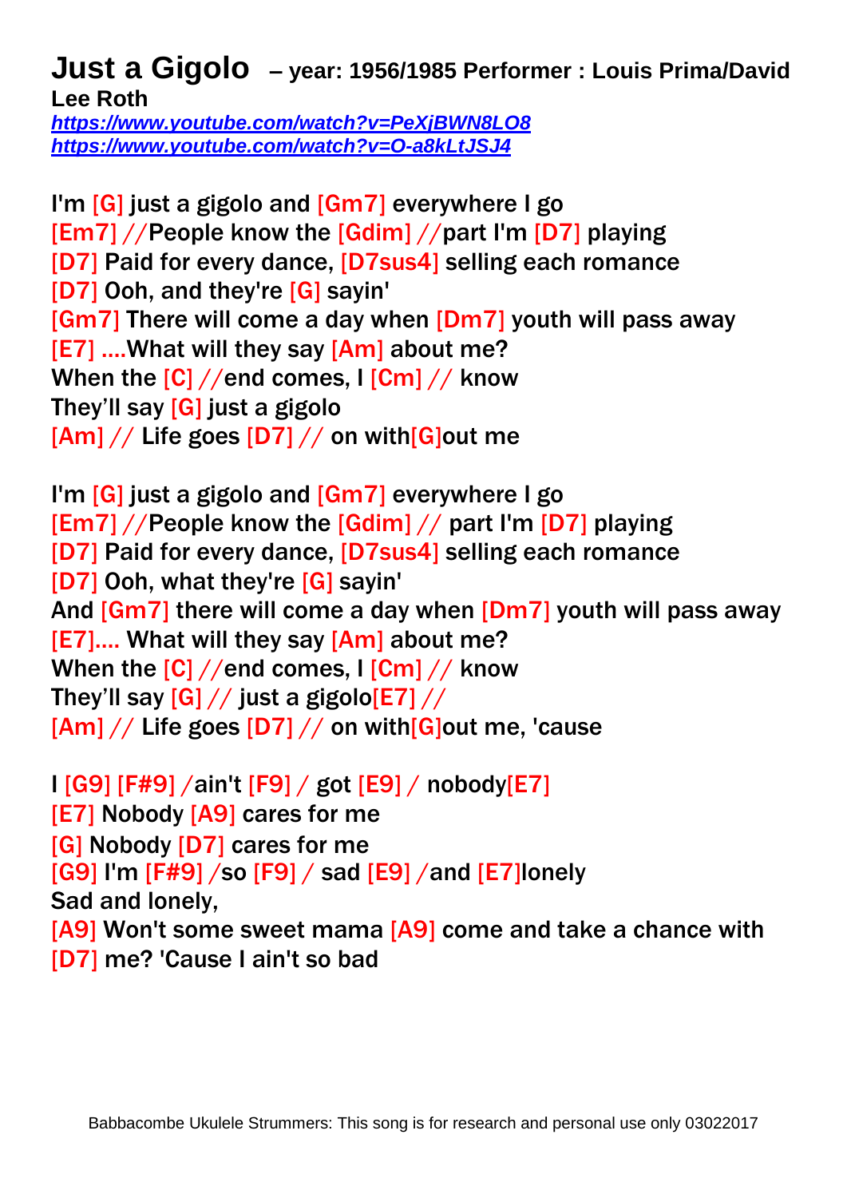# Just a Gigolo – year: 1956/1985 Performer : Louis Prima/David Lee Roth

***https://www.youtube.com/watch?v=PeXjBWN8LO8***
***https://www.youtube.com/watch?v=O-a8kLtJSJ4***

I'm [G] just a gigolo and [Gm7] everywhere I go
[Em7] //People know the [Gdim] //part I'm [D7] playing
[D7] Paid for every dance, [D7sus4] selling each romance
[D7] Ooh, and they're [G] sayin'
[Gm7] There will come a day when [Dm7] youth will pass away
[E7] ....What will they say [Am] about me?
When the [C] //end comes, I [Cm] // know
They'll say [G] just a gigolo
[Am] // Life goes [D7] // on with[G]out me

I'm [G] just a gigolo and [Gm7] everywhere I go
[Em7] //People know the [Gdim] // part I'm [D7] playing
[D7] Paid for every dance, [D7sus4] selling each romance
[D7] Ooh, what they're [G] sayin'
And [Gm7] there will come a day when [Dm7] youth will pass away
[E7].... What will they say [Am] about me?
When the [C] //end comes, I [Cm] // know
They'll say [G] // just a gigolo[E7] //
[Am] // Life goes [D7] // on with[G]out me, 'cause

I [G9] [F#9] /ain't [F9] / got [E9] / nobody[E7]
[E7] Nobody [A9] cares for me
[G] Nobody [D7] cares for me
[G9] I'm [F#9] /so [F9] / sad [E9] /and [E7]lonely
Sad and lonely,
[A9] Won't some sweet mama [A9] come and take a chance with
[D7] me? 'Cause I ain't so bad

Babbacombe Ukulele Strummers: This song is for research and personal use only 03022017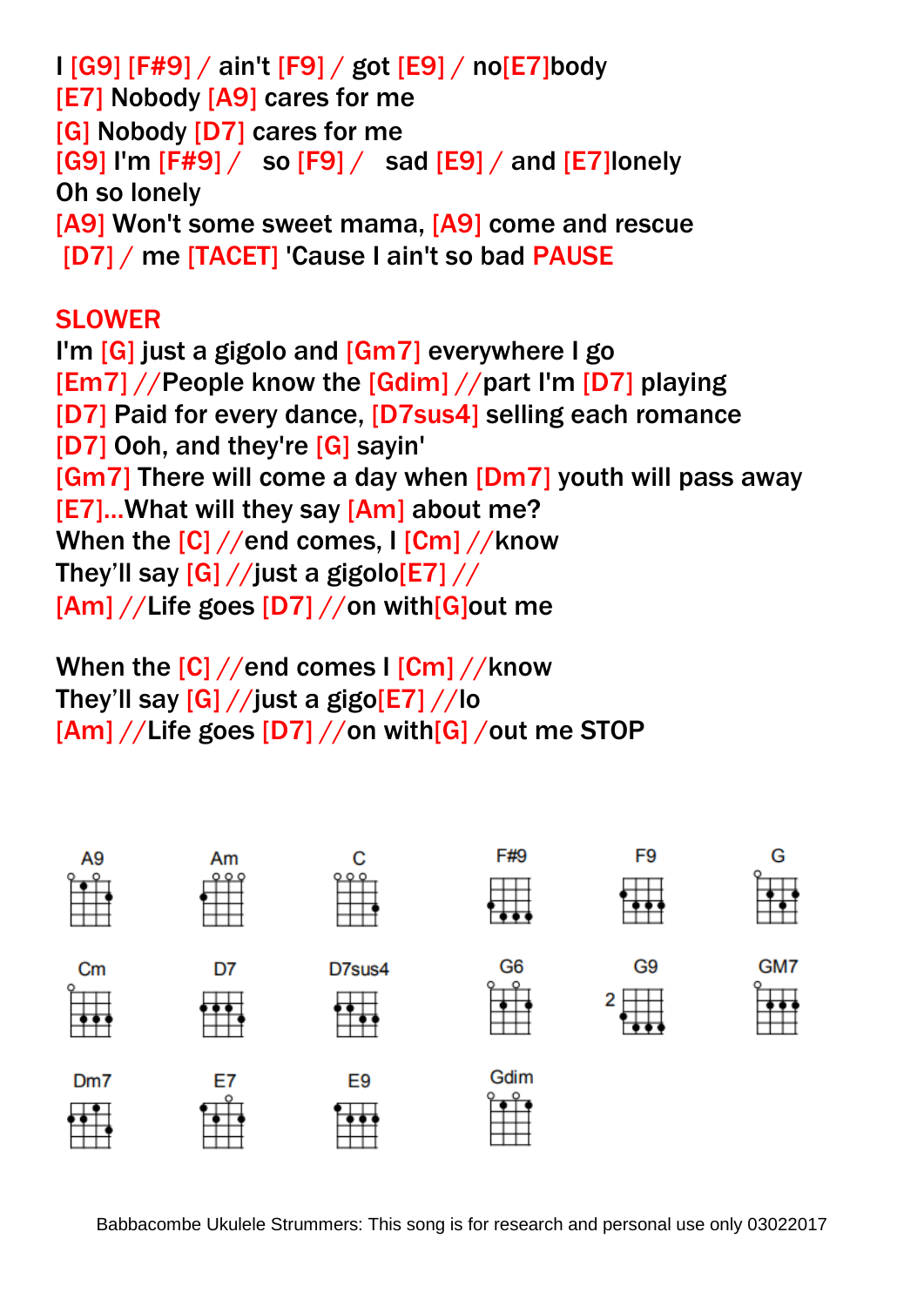I [G9] [F#9] / ain't [F9] / got [E9] / no[E7]body
[E7] Nobody [A9] cares for me
[G] Nobody [D7] cares for me
[G9] I'm [F#9] / so [F9] / sad [E9] / and [E7]lonely
Oh so lonely
[A9] Won't some sweet mama, [A9] come and rescue
[D7] / me [TACET] 'Cause I ain't so bad PAUSE

SLOWER
I'm [G] just a gigolo and [Gm7] everywhere I go
[Em7] //People know the [Gdim] //part I'm [D7] playing
[D7] Paid for every dance, [D7sus4] selling each romance
[D7] Ooh, and they're [G] sayin'
[Gm7] There will come a day when [Dm7] youth will pass away
[E7]...What will they say [Am] about me?
When the [C] //end comes, I [Cm] //know
They'll say [G] //just a gigolo[E7] //
[Am] //Life goes [D7] //on with[G]out me

When the [C] //end comes I [Cm] //know
They'll say [G] //just a gigo[E7] //lo
[Am] //Life goes [D7] //on with[G] /out me STOP

A9 Am C F#9 F9 G
Cm D7 D7sus4 G6 G9 GM7
Dm7 E7 E9 Gdim

2

Babbacombe Ukulele Strummers: This song is for research and personal use only 03022017